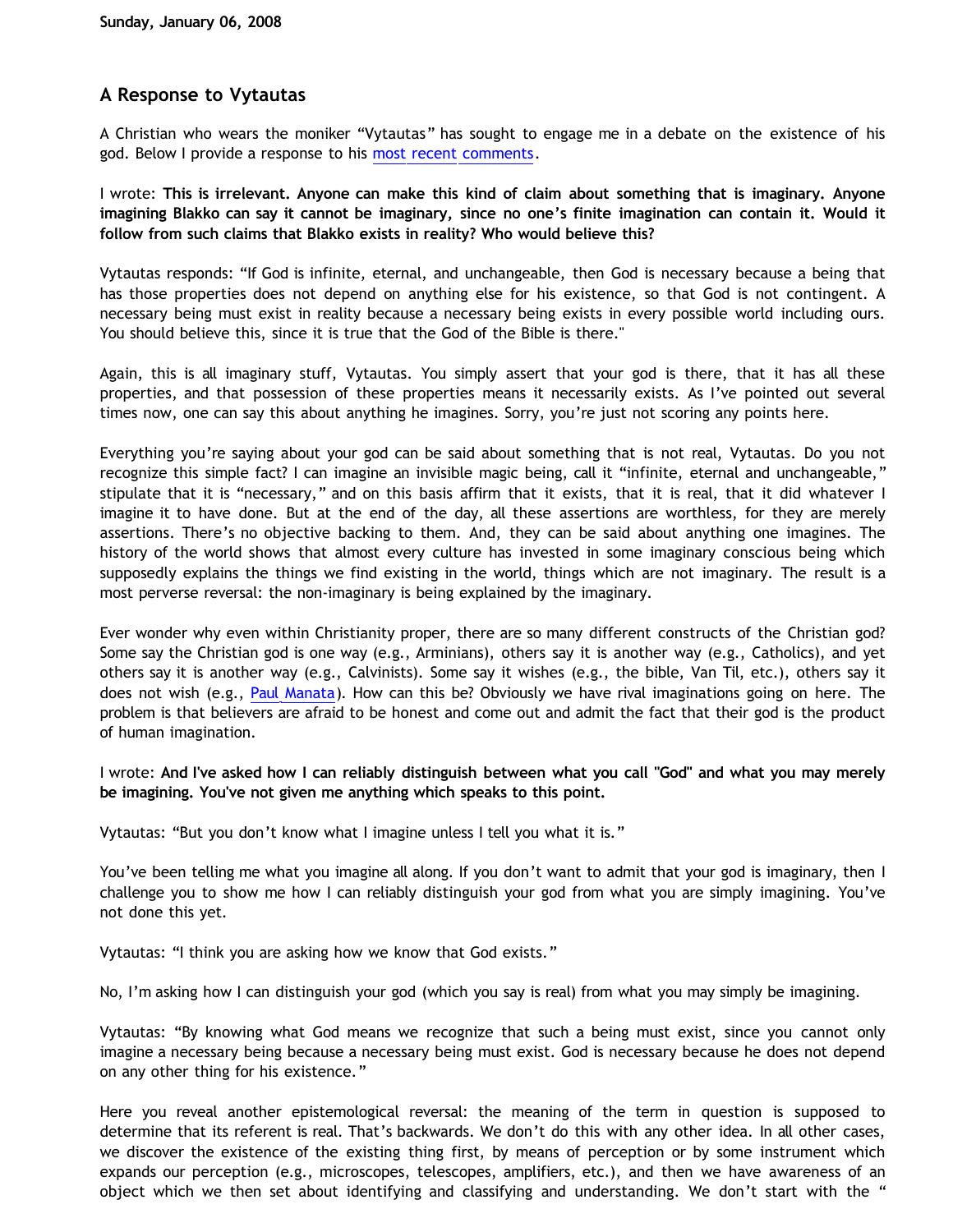Sunday, January 06, 2008

## A Response to Vytautas

A Christian who wears the moniker "Vytautas" has sought to engage me in a debate on the existence of his god. Below I provide a response to his most recent comments.

I wrote: **This is irrelevant. Anyone can make this kind of claim about something that is imaginary. Anyone imagining Blakko can say it cannot be imaginary, since no one's finite imagination can contain it. Would it follow from such claims that Blakko exists in reality? Who would believe this?**

Vytautas responds: "If God is infinite, eternal, and unchangeable, then God is necessary because a being that has those properties does not depend on anything else for his existence, so that God is not contingent. A necessary being must exist in reality because a necessary being exists in every possible world including ours. You should believe this, since it is true that the God of the Bible is there."

Again, this is all imaginary stuff, Vytautas. You simply assert that your god is there, that it has all these properties, and that possession of these properties means it necessarily exists. As I've pointed out several times now, one can say this about anything he imagines. Sorry, you're just not scoring any points here.

Everything you're saying about your god can be said about something that is not real, Vytautas. Do you not recognize this simple fact? I can imagine an invisible magic being, call it "infinite, eternal and unchangeable," stipulate that it is "necessary," and on this basis affirm that it exists, that it is real, that it did whatever I imagine it to have done. But at the end of the day, all these assertions are worthless, for they are merely assertions. There's no objective backing to them. And, they can be said about anything one imagines. The history of the world shows that almost every culture has invested in some imaginary conscious being which supposedly explains the things we find existing in the world, things which are not imaginary. The result is a most perverse reversal: the non-imaginary is being explained by the imaginary.

Ever wonder why even within Christianity proper, there are so many different constructs of the Christian god? Some say the Christian god is one way (e.g., Arminians), others say it is another way (e.g., Catholics), and yet others say it is another way (e.g., Calvinists). Some say it wishes (e.g., the bible, Van Til, etc.), others say it does not wish (e.g., Paul Manata). How can this be? Obviously we have rival imaginations going on here. The problem is that believers are afraid to be honest and come out and admit the fact that their god is the product of human imagination.

I wrote: **And I've asked how I can reliably distinguish between what you call "God" and what you may merely be imagining. You've not given me anything which speaks to this point.**

Vytautas: "But you don't know what I imagine unless I tell you what it is."

You've been telling me what you imagine all along. If you don't want to admit that your god is imaginary, then I challenge you to show me how I can reliably distinguish your god from what you are simply imagining. You've not done this yet.

Vytautas: "I think you are asking how we know that God exists."

No, I'm asking how I can distinguish your god (which you say is real) from what you may simply be imagining.

Vytautas: "By knowing what God means we recognize that such a being must exist, since you cannot only imagine a necessary being because a necessary being must exist. God is necessary because he does not depend on any other thing for his existence."

Here you reveal another epistemological reversal: the meaning of the term in question is supposed to determine that its referent is real. That's backwards. We don't do this with any other idea. In all other cases, we discover the existence of the existing thing first, by means of perception or by some instrument which expands our perception (e.g., microscopes, telescopes, amplifiers, etc.), and then we have awareness of an object which we then set about identifying and classifying and understanding. We don't start with the "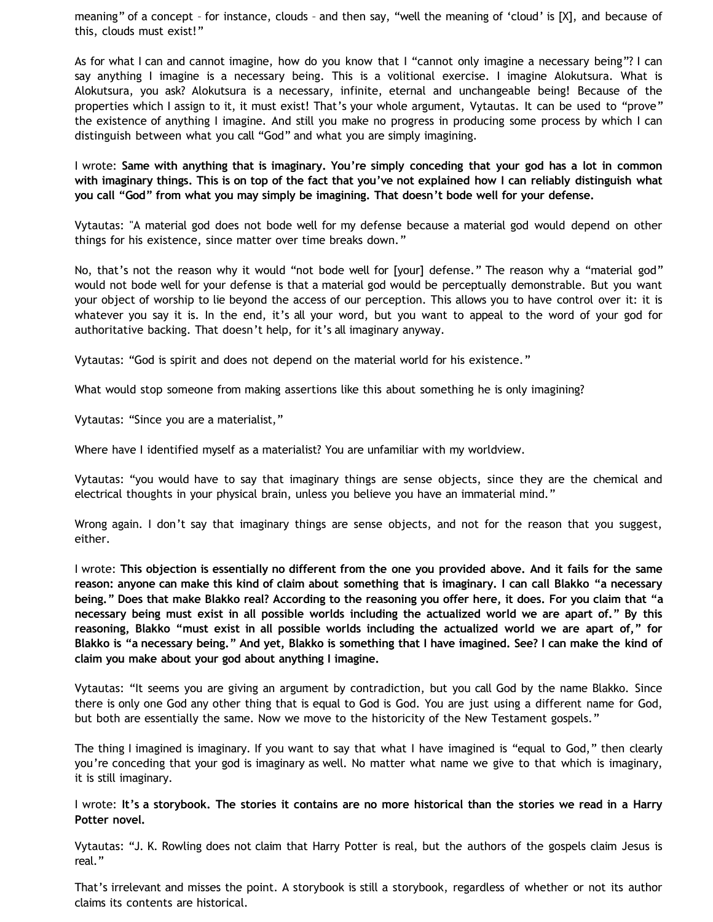meaning" of a concept – for instance, clouds – and then say, "well the meaning of 'cloud' is [X], and because of this, clouds must exist!"

As for what I can and cannot imagine, how do you know that I "cannot only imagine a necessary being"? I can say anything I imagine is a necessary being. This is a volitional exercise. I imagine Alokutsura. What is Alokutsura, you ask? Alokutsura is a necessary, infinite, eternal and unchangeable being! Because of the properties which I assign to it, it must exist! That's your whole argument, Vytautas. It can be used to "prove" the existence of anything I imagine. And still you make no progress in producing some process by which I can distinguish between what you call "God" and what you are simply imagining.

I wrote: **Same with anything that is imaginary. You're simply conceding that your god has a lot in common with imaginary things. This is on top of the fact that you've not explained how I can reliably distinguish what you call "God" from what you may simply be imagining. That doesn't bode well for your defense.**

Vytautas: "A material god does not bode well for my defense because a material god would depend on other things for his existence, since matter over time breaks down."

No, that's not the reason why it would "not bode well for [your] defense." The reason why a "material god" would not bode well for your defense is that a material god would be perceptually demonstrable. But you want your object of worship to lie beyond the access of our perception. This allows you to have control over it: it is whatever you say it is. In the end, it's all your word, but you want to appeal to the word of your god for authoritative backing. That doesn't help, for it's all imaginary anyway.

Vytautas: "God is spirit and does not depend on the material world for his existence."

What would stop someone from making assertions like this about something he is only imagining?

Vytautas: "Since you are a materialist,"

Where have I identified myself as a materialist? You are unfamiliar with my worldview.

Vytautas: "you would have to say that imaginary things are sense objects, since they are the chemical and electrical thoughts in your physical brain, unless you believe you have an immaterial mind."

Wrong again. I don't say that imaginary things are sense objects, and not for the reason that you suggest, either.

I wrote: **This objection is essentially no different from the one you provided above. And it fails for the same reason: anyone can make this kind of claim about something that is imaginary. I can call Blakko "a necessary being." Does that make Blakko real? According to the reasoning you offer here, it does. For you claim that "a necessary being must exist in all possible worlds including the actualized world we are apart of." By this reasoning, Blakko "must exist in all possible worlds including the actualized world we are apart of," for Blakko is "a necessary being." And yet, Blakko is something that I have imagined. See? I can make the kind of claim you make about your god about anything I imagine.**

Vytautas: "It seems you are giving an argument by contradiction, but you call God by the name Blakko. Since there is only one God any other thing that is equal to God is God. You are just using a different name for God, but both are essentially the same. Now we move to the historicity of the New Testament gospels."

The thing I imagined is imaginary. If you want to say that what I have imagined is "equal to God," then clearly you're conceding that your god is imaginary as well. No matter what name we give to that which is imaginary, it is still imaginary.

I wrote: **It's a storybook. The stories it contains are no more historical than the stories we read in a Harry Potter novel.**

Vytautas: "J. K. Rowling does not claim that Harry Potter is real, but the authors of the gospels claim Jesus is real."

That's irrelevant and misses the point. A storybook is still a storybook, regardless of whether or not its author claims its contents are historical.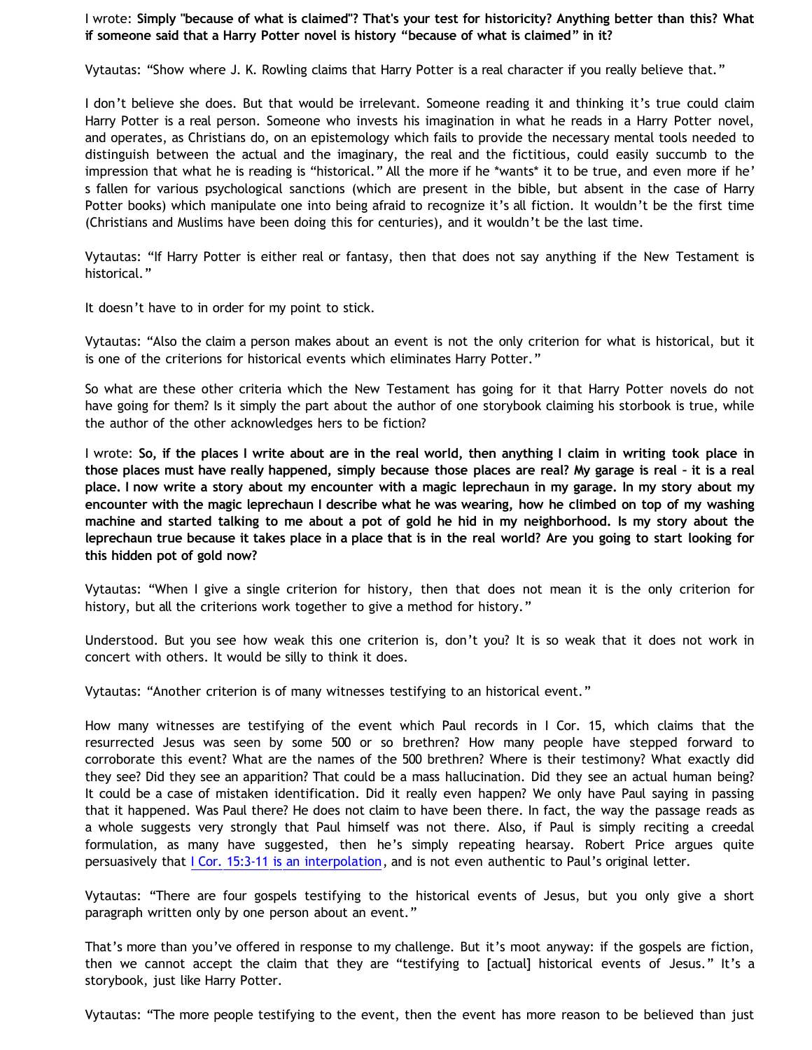I wrote: **Simply "because of what is claimed"? That's your test for historicity? Anything better than this? What if someone said that a Harry Potter novel is history "because of what is claimed" in it?**

Vytautas: "Show where J. K. Rowling claims that Harry Potter is a real character if you really believe that."

I don't believe she does. But that would be irrelevant. Someone reading it and thinking it's true could claim Harry Potter is a real person. Someone who invests his imagination in what he reads in a Harry Potter novel, and operates, as Christians do, on an epistemology which fails to provide the necessary mental tools needed to distinguish between the actual and the imaginary, the real and the fictitious, could easily succumb to the impression that what he is reading is "historical." All the more if he *wants* it to be true, and even more if he's fallen for various psychological sanctions (which are present in the bible, but absent in the case of Harry Potter books) which manipulate one into being afraid to recognize it's all fiction. It wouldn't be the first time (Christians and Muslims have been doing this for centuries), and it wouldn't be the last time.

Vytautas: "If Harry Potter is either real or fantasy, then that does not say anything if the New Testament is historical."

It doesn't have to in order for my point to stick.

Vytautas: "Also the claim a person makes about an event is not the only criterion for what is historical, but it is one of the criterions for historical events which eliminates Harry Potter."

So what are these other criteria which the New Testament has going for it that Harry Potter novels do not have going for them? Is it simply the part about the author of one storybook claiming his storbook is true, while the author of the other acknowledges hers to be fiction?

I wrote: **So, if the places I write about are in the real world, then anything I claim in writing took place in those places must have really happened, simply because those places are real? My garage is real – it is a real place. I now write a story about my encounter with a magic leprechaun in my garage. In my story about my encounter with the magic leprechaun I describe what he was wearing, how he climbed on top of my washing machine and started talking to me about a pot of gold he hid in my neighborhood. Is my story about the leprechaun true because it takes place in a place that is in the real world? Are you going to start looking for this hidden pot of gold now?**

Vytautas: "When I give a single criterion for history, then that does not mean it is the only criterion for history, but all the criterions work together to give a method for history."

Understood. But you see how weak this one criterion is, don't you? It is so weak that it does not work in concert with others. It would be silly to think it does.

Vytautas: "Another criterion is of many witnesses testifying to an historical event."

How many witnesses are testifying of the event which Paul records in I Cor. 15, which claims that the resurrected Jesus was seen by some 500 or so brethren? How many people have stepped forward to corroborate this event? What are the names of the 500 brethren? Where is their testimony? What exactly did they see? Did they see an apparition? That could be a mass hallucination. Did they see an actual human being? It could be a case of mistaken identification. Did it really even happen? We only have Paul saying in passing that it happened. Was Paul there? He does not claim to have been there. In fact, the way the passage reads as a whole suggests very strongly that Paul himself was not there. Also, if Paul is simply reciting a creedal formulation, as many have suggested, then he's simply repeating hearsay. Robert Price argues quite persuasively that I Cor. 15:3-11 is an interpolation, and is not even authentic to Paul's original letter.

Vytautas: "There are four gospels testifying to the historical events of Jesus, but you only give a short paragraph written only by one person about an event."

That's more than you've offered in response to my challenge. But it's moot anyway: if the gospels are fiction, then we cannot accept the claim that they are "testifying to [actual] historical events of Jesus." It's a storybook, just like Harry Potter.

Vytautas: "The more people testifying to the event, then the event has more reason to be believed than just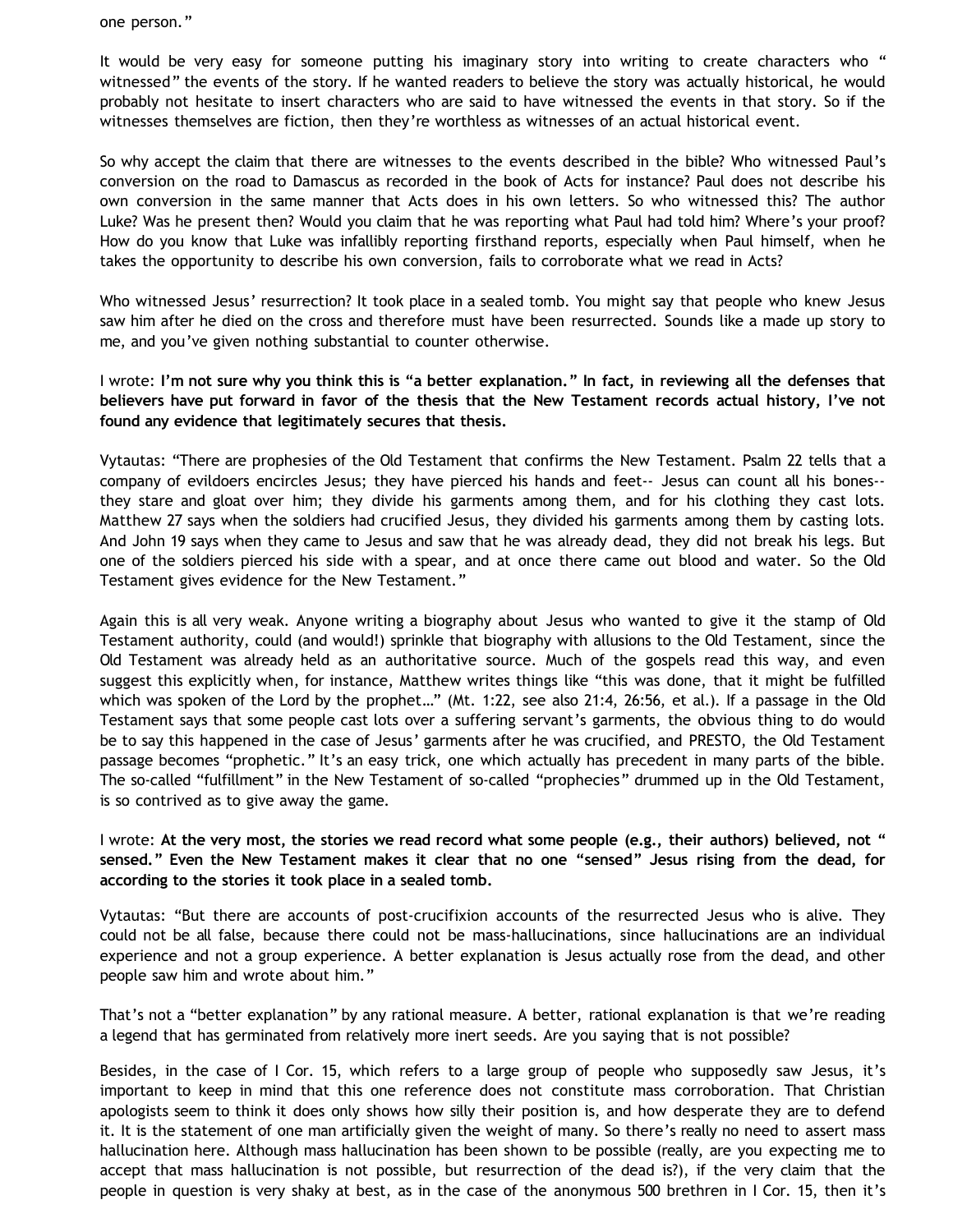one person."

It would be very easy for someone putting his imaginary story into writing to create characters who "witnessed" the events of the story. If he wanted readers to believe the story was actually historical, he would probably not hesitate to insert characters who are said to have witnessed the events in that story. So if the witnesses themselves are fiction, then they're worthless as witnesses of an actual historical event.

So why accept the claim that there are witnesses to the events described in the bible? Who witnessed Paul's conversion on the road to Damascus as recorded in the book of Acts for instance? Paul does not describe his own conversion in the same manner that Acts does in his own letters. So who witnessed this? The author Luke? Was he present then? Would you claim that he was reporting what Paul had told him? Where's your proof? How do you know that Luke was infallibly reporting firsthand reports, especially when Paul himself, when he takes the opportunity to describe his own conversion, fails to corroborate what we read in Acts?

Who witnessed Jesus' resurrection? It took place in a sealed tomb. You might say that people who knew Jesus saw him after he died on the cross and therefore must have been resurrected. Sounds like a made up story to me, and you've given nothing substantial to counter otherwise.

I wrote: **I'm not sure why you think this is "a better explanation." In fact, in reviewing all the defenses that believers have put forward in favor of the thesis that the New Testament records actual history, I've not found any evidence that legitimately secures that thesis.**

Vytautas: "There are prophesies of the Old Testament that confirms the New Testament. Psalm 22 tells that a company of evildoers encircles Jesus; they have pierced his hands and feet-- Jesus can count all his bones-- they stare and gloat over him; they divide his garments among them, and for his clothing they cast lots. Matthew 27 says when the soldiers had crucified Jesus, they divided his garments among them by casting lots. And John 19 says when they came to Jesus and saw that he was already dead, they did not break his legs. But one of the soldiers pierced his side with a spear, and at once there came out blood and water. So the Old Testament gives evidence for the New Testament."

Again this is all very weak. Anyone writing a biography about Jesus who wanted to give it the stamp of Old Testament authority, could (and would!) sprinkle that biography with allusions to the Old Testament, since the Old Testament was already held as an authoritative source. Much of the gospels read this way, and even suggest this explicitly when, for instance, Matthew writes things like "this was done, that it might be fulfilled which was spoken of the Lord by the prophet…" (Mt. 1:22, see also 21:4, 26:56, et al.). If a passage in the Old Testament says that some people cast lots over a suffering servant's garments, the obvious thing to do would be to say this happened in the case of Jesus' garments after he was crucified, and PRESTO, the Old Testament passage becomes "prophetic." It's an easy trick, one which actually has precedent in many parts of the bible. The so-called "fulfillment" in the New Testament of so-called "prophecies" drummed up in the Old Testament, is so contrived as to give away the game.

I wrote: **At the very most, the stories we read record what some people (e.g., their authors) believed, not "sensed." Even the New Testament makes it clear that no one "sensed" Jesus rising from the dead, for according to the stories it took place in a sealed tomb.**

Vytautas: "But there are accounts of post-crucifixion accounts of the resurrected Jesus who is alive. They could not be all false, because there could not be mass-hallucinations, since hallucinations are an individual experience and not a group experience. A better explanation is Jesus actually rose from the dead, and other people saw him and wrote about him."

That's not a "better explanation" by any rational measure. A better, rational explanation is that we're reading a legend that has germinated from relatively more inert seeds. Are you saying that is not possible?

Besides, in the case of I Cor. 15, which refers to a large group of people who supposedly saw Jesus, it's important to keep in mind that this one reference does not constitute mass corroboration. That Christian apologists seem to think it does only shows how silly their position is, and how desperate they are to defend it. It is the statement of one man artificially given the weight of many. So there's really no need to assert mass hallucination here. Although mass hallucination has been shown to be possible (really, are you expecting me to accept that mass hallucination is not possible, but resurrection of the dead is?), if the very claim that the people in question is very shaky at best, as in the case of the anonymous 500 brethren in I Cor. 15, then it's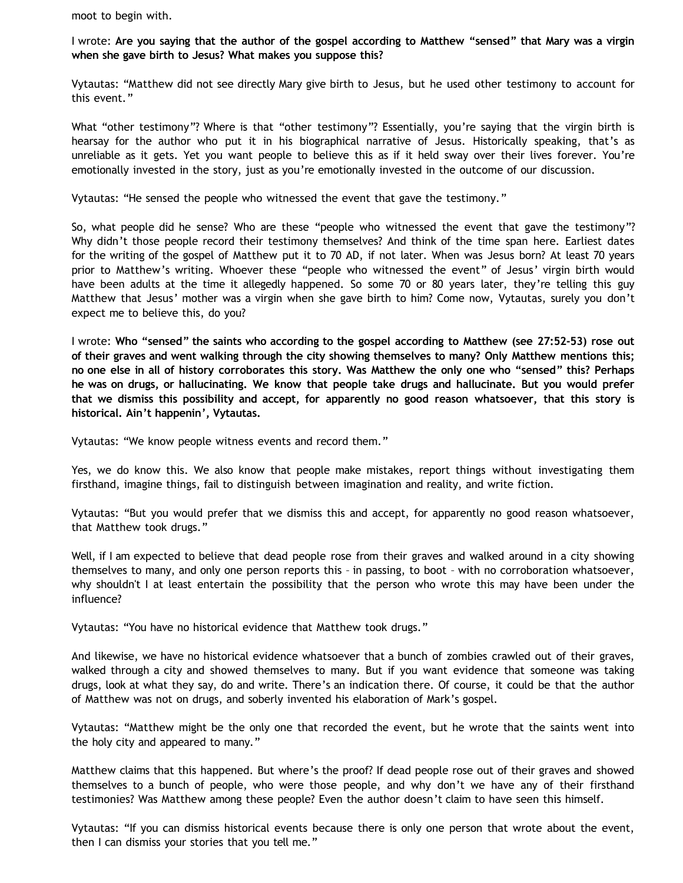moot to begin with.

I wrote: **Are you saying that the author of the gospel according to Matthew "sensed" that Mary was a virgin when she gave birth to Jesus? What makes you suppose this?**

Vytautas: "Matthew did not see directly Mary give birth to Jesus, but he used other testimony to account for this event."

What "other testimony"? Where is that "other testimony"? Essentially, you're saying that the virgin birth is hearsay for the author who put it in his biographical narrative of Jesus. Historically speaking, that's as unreliable as it gets. Yet you want people to believe this as if it held sway over their lives forever. You're emotionally invested in the story, just as you're emotionally invested in the outcome of our discussion.

Vytautas: "He sensed the people who witnessed the event that gave the testimony."

So, what people did he sense? Who are these "people who witnessed the event that gave the testimony"? Why didn't those people record their testimony themselves? And think of the time span here. Earliest dates for the writing of the gospel of Matthew put it to 70 AD, if not later. When was Jesus born? At least 70 years prior to Matthew's writing. Whoever these "people who witnessed the event" of Jesus' virgin birth would have been adults at the time it allegedly happened. So some 70 or 80 years later, they're telling this guy Matthew that Jesus' mother was a virgin when she gave birth to him? Come now, Vytautas, surely you don't expect me to believe this, do you?

I wrote: **Who "sensed" the saints who according to the gospel according to Matthew (see 27:52-53) rose out of their graves and went walking through the city showing themselves to many? Only Matthew mentions this; no one else in all of history corroborates this story. Was Matthew the only one who "sensed" this? Perhaps he was on drugs, or hallucinating. We know that people take drugs and hallucinate. But you would prefer that we dismiss this possibility and accept, for apparently no good reason whatsoever, that this story is historical. Ain't happenin', Vytautas.**

Vytautas: "We know people witness events and record them."

Yes, we do know this. We also know that people make mistakes, report things without investigating them firsthand, imagine things, fail to distinguish between imagination and reality, and write fiction.

Vytautas: "But you would prefer that we dismiss this and accept, for apparently no good reason whatsoever, that Matthew took drugs."

Well, if I am expected to believe that dead people rose from their graves and walked around in a city showing themselves to many, and only one person reports this – in passing, to boot – with no corroboration whatsoever, why shouldn't I at least entertain the possibility that the person who wrote this may have been under the influence?

Vytautas: "You have no historical evidence that Matthew took drugs."

And likewise, we have no historical evidence whatsoever that a bunch of zombies crawled out of their graves, walked through a city and showed themselves to many. But if you want evidence that someone was taking drugs, look at what they say, do and write. There's an indication there. Of course, it could be that the author of Matthew was not on drugs, and soberly invented his elaboration of Mark's gospel.

Vytautas: "Matthew might be the only one that recorded the event, but he wrote that the saints went into the holy city and appeared to many."

Matthew claims that this happened. But where's the proof? If dead people rose out of their graves and showed themselves to a bunch of people, who were those people, and why don't we have any of their firsthand testimonies? Was Matthew among these people? Even the author doesn't claim to have seen this himself.

Vytautas: "If you can dismiss historical events because there is only one person that wrote about the event, then I can dismiss your stories that you tell me."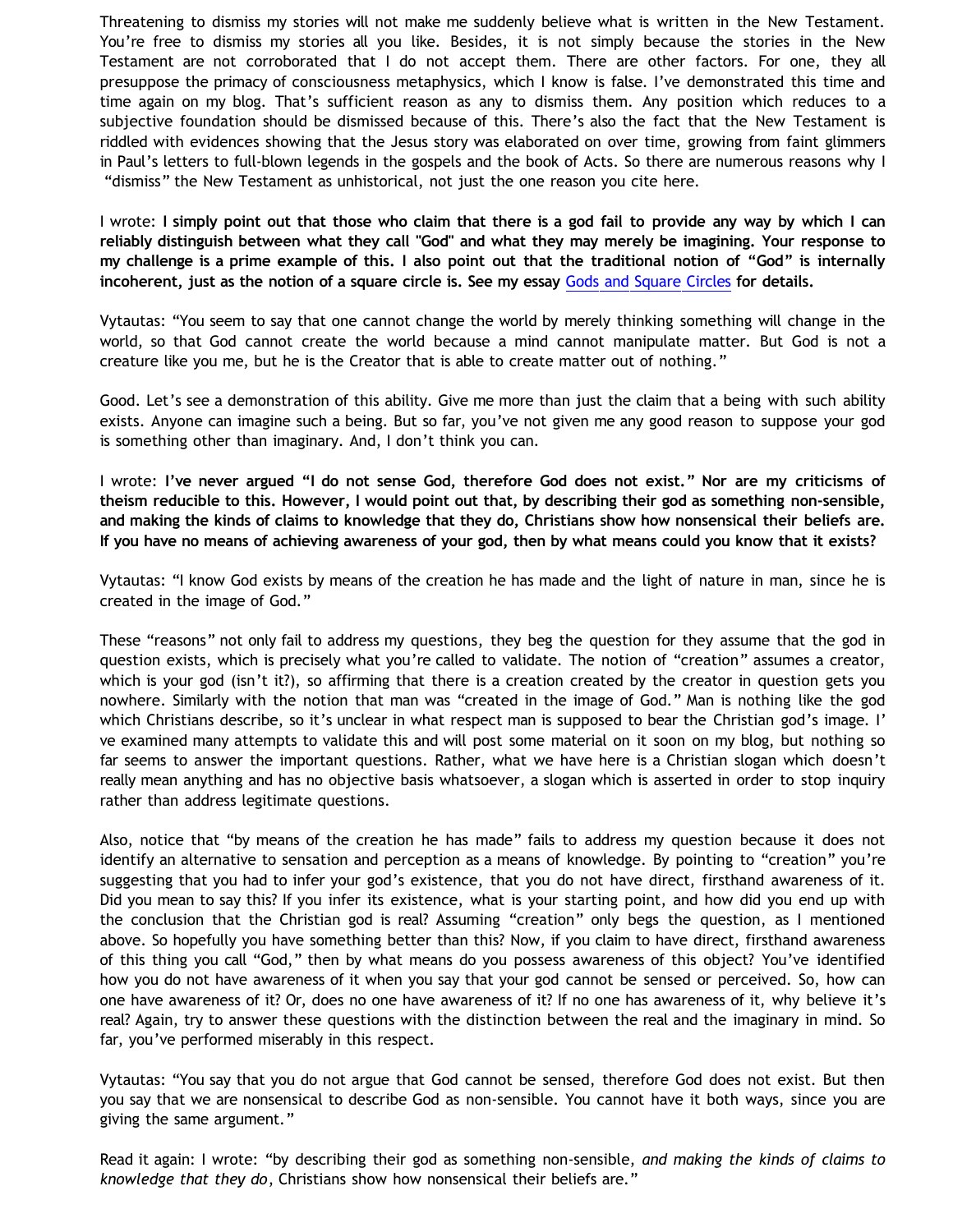Threatening to dismiss my stories will not make me suddenly believe what is written in the New Testament. You're free to dismiss my stories all you like. Besides, it is not simply because the stories in the New Testament are not corroborated that I do not accept them. There are other factors. For one, they all presuppose the primacy of consciousness metaphysics, which I know is false. I've demonstrated this time and time again on my blog. That's sufficient reason as any to dismiss them. Any position which reduces to a subjective foundation should be dismissed because of this. There's also the fact that the New Testament is riddled with evidences showing that the Jesus story was elaborated on over time, growing from faint glimmers in Paul's letters to full-blown legends in the gospels and the book of Acts. So there are numerous reasons why I "dismiss" the New Testament as unhistorical, not just the one reason you cite here.

I wrote: **I simply point out that those who claim that there is a god fail to provide any way by which I can reliably distinguish between what they call "God" and what they may merely be imagining. Your response to my challenge is a prime example of this. I also point out that the traditional notion of "God" is internally incoherent, just as the notion of a square circle is. See my essay [Gods and Square Circles] for details.**

Vytautas: "You seem to say that one cannot change the world by merely thinking something will change in the world, so that God cannot create the world because a mind cannot manipulate matter. But God is not a creature like you me, but he is the Creator that is able to create matter out of nothing."

Good. Let's see a demonstration of this ability. Give me more than just the claim that a being with such ability exists. Anyone can imagine such a being. But so far, you've not given me any good reason to suppose your god is something other than imaginary. And, I don't think you can.

I wrote: **I've never argued "I do not sense God, therefore God does not exist." Nor are my criticisms of theism reducible to this. However, I would point out that, by describing their god as something non-sensible, and making the kinds of claims to knowledge that they do, Christians show how nonsensical their beliefs are. If you have no means of achieving awareness of your god, then by what means could you know that it exists?**

Vytautas: "I know God exists by means of the creation he has made and the light of nature in man, since he is created in the image of God."

These "reasons" not only fail to address my questions, they beg the question for they assume that the god in question exists, which is precisely what you're called to validate. The notion of "creation" assumes a creator, which is your god (isn't it?), so affirming that there is a creation created by the creator in question gets you nowhere. Similarly with the notion that man was "created in the image of God." Man is nothing like the god which Christians describe, so it's unclear in what respect man is supposed to bear the Christian god's image. I've examined many attempts to validate this and will post some material on it soon on my blog, but nothing so far seems to answer the important questions. Rather, what we have here is a Christian slogan which doesn't really mean anything and has no objective basis whatsoever, a slogan which is asserted in order to stop inquiry rather than address legitimate questions.

Also, notice that "by means of the creation he has made" fails to address my question because it does not identify an alternative to sensation and perception as a means of knowledge. By pointing to "creation" you're suggesting that you had to infer your god's existence, that you do not have direct, firsthand awareness of it. Did you mean to say this? If you infer its existence, what is your starting point, and how did you end up with the conclusion that the Christian god is real? Assuming "creation" only begs the question, as I mentioned above. So hopefully you have something better than this? Now, if you claim to have direct, firsthand awareness of this thing you call "God," then by what means do you possess awareness of this object? You've identified how you do not have awareness of it when you say that your god cannot be sensed or perceived. So, how can one have awareness of it? Or, does no one have awareness of it? If no one has awareness of it, why believe it's real? Again, try to answer these questions with the distinction between the real and the imaginary in mind. So far, you've performed miserably in this respect.

Vytautas: "You say that you do not argue that God cannot be sensed, therefore God does not exist. But then you say that we are nonsensical to describe God as non-sensible. You cannot have it both ways, since you are giving the same argument."

Read it again: I wrote: "by describing their god as something non-sensible, *and making the kinds of claims to knowledge that they do*, Christians show how nonsensical their beliefs are."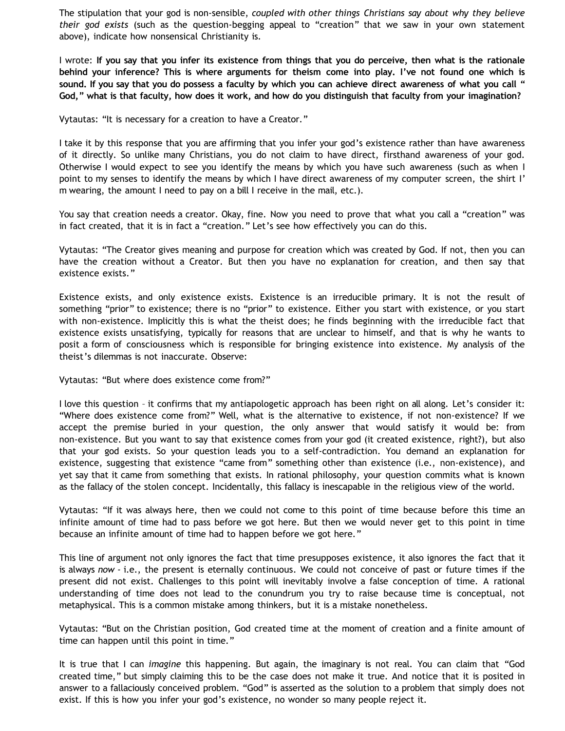The stipulation that your god is non-sensible, *coupled with other things Christians say about why they believe their god exists* (such as the question-begging appeal to "creation" that we saw in your own statement above), indicate how nonsensical Christianity is.

I wrote: **If you say that you infer its existence from things that you do perceive, then what is the rationale behind your inference? This is where arguments for theism come into play. I've not found one which is sound. If you say that you do possess a faculty by which you can achieve direct awareness of what you call "God," what is that faculty, how does it work, and how do you distinguish that faculty from your imagination?**

Vytautas: "It is necessary for a creation to have a Creator."

I take it by this response that you are affirming that you infer your god's existence rather than have awareness of it directly. So unlike many Christians, you do not claim to have direct, firsthand awareness of your god. Otherwise I would expect to see you identify the means by which you have such awareness (such as when I point to my senses to identify the means by which I have direct awareness of my computer screen, the shirt I'm wearing, the amount I need to pay on a bill I receive in the mail, etc.).

You say that creation needs a creator. Okay, fine. Now you need to prove that what you call a "creation" was in fact created, that it is in fact a "creation." Let's see how effectively you can do this.

Vytautas: "The Creator gives meaning and purpose for creation which was created by God. If not, then you can have the creation without a Creator. But then you have no explanation for creation, and then say that existence exists."

Existence exists, and only existence exists. Existence is an irreducible primary. It is not the result of something "prior" to existence; there is no "prior" to existence. Either you start with existence, or you start with non-existence. Implicitly this is what the theist does; he finds beginning with the irreducible fact that existence exists unsatisfying, typically for reasons that are unclear to himself, and that is why he wants to posit a form of consciousness which is responsible for bringing existence into existence. My analysis of the theist's dilemmas is not inaccurate. Observe:

Vytautas: "But where does existence come from?"

I love this question – it confirms that my antiapologetic approach has been right on all along. Let's consider it: "Where does existence come from?" Well, what is the alternative to existence, if not non-existence? If we accept the premise buried in your question, the only answer that would satisfy it would be: from non-existence. But you want to say that existence comes from your god (it created existence, right?), but also that your god exists. So your question leads you to a self-contradiction. You demand an explanation for existence, suggesting that existence "came from" something other than existence (i.e., non-existence), and yet say that it came from something that exists. In rational philosophy, your question commits what is known as the fallacy of the stolen concept. Incidentally, this fallacy is inescapable in the religious view of the world.

Vytautas: "If it was always here, then we could not come to this point of time because before this time an infinite amount of time had to pass before we got here. But then we would never get to this point in time because an infinite amount of time had to happen before we got here."

This line of argument not only ignores the fact that time presupposes existence, it also ignores the fact that it is always *now* - i.e., the present is eternally continuous. We could not conceive of past or future times if the present did not exist. Challenges to this point will inevitably involve a false conception of time. A rational understanding of time does not lead to the conundrum you try to raise because time is conceptual, not metaphysical. This is a common mistake among thinkers, but it is a mistake nonetheless.

Vytautas: "But on the Christian position, God created time at the moment of creation and a finite amount of time can happen until this point in time."

It is true that I can *imagine* this happening. But again, the imaginary is not real. You can claim that "God created time," but simply claiming this to be the case does not make it true. And notice that it is posited in answer to a fallaciously conceived problem. "God" is asserted as the solution to a problem that simply does not exist. If this is how you infer your god's existence, no wonder so many people reject it.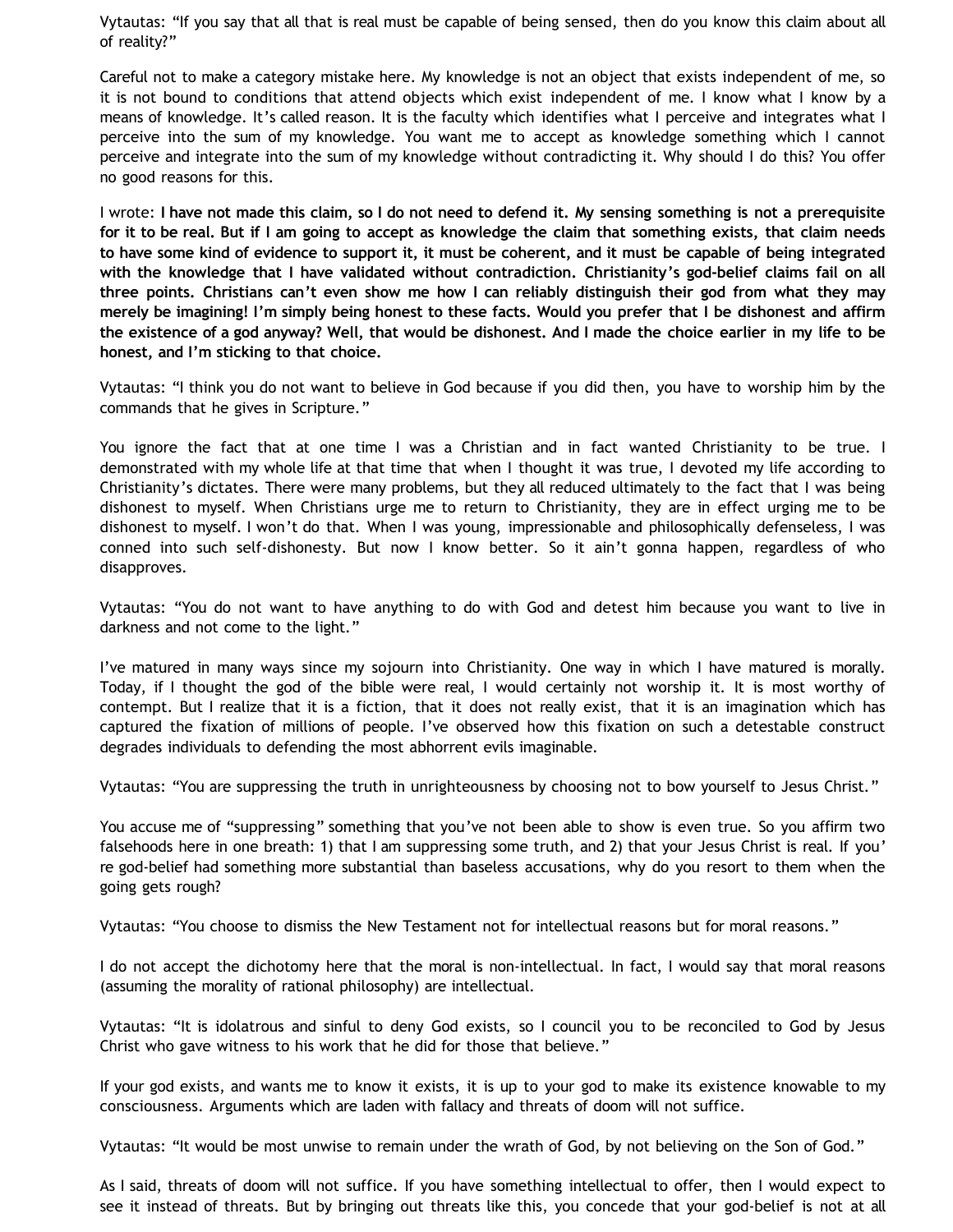Vytautas: “If you say that all that is real must be capable of being sensed, then do you know this claim about all of reality?”

Careful not to make a category mistake here. My knowledge is not an object that exists independent of me, so it is not bound to conditions that attend objects which exist independent of me. I know what I know by a means of knowledge. It’s called reason. It is the faculty which identifies what I perceive and integrates what I perceive into the sum of my knowledge. You want me to accept as knowledge something which I cannot perceive and integrate into the sum of my knowledge without contradicting it. Why should I do this? You offer no good reasons for this.

I wrote: **I have not made this claim, so I do not need to defend it. My sensing something is not a prerequisite for it to be real. But if I am going to accept as knowledge the claim that something exists, that claim needs to have some kind of evidence to support it, it must be coherent, and it must be capable of being integrated with the knowledge that I have validated without contradiction. Christianity’s god-belief claims fail on all three points. Christians can’t even show me how I can reliably distinguish their god from what they may merely be imagining! I’m simply being honest to these facts. Would you prefer that I be dishonest and affirm the existence of a god anyway? Well, that would be dishonest. And I made the choice earlier in my life to be honest, and I’m sticking to that choice.**

Vytautas: “I think you do not want to believe in God because if you did then, you have to worship him by the commands that he gives in Scripture.”

You ignore the fact that at one time I was a Christian and in fact wanted Christianity to be true. I demonstrated with my whole life at that time that when I thought it was true, I devoted my life according to Christianity’s dictates. There were many problems, but they all reduced ultimately to the fact that I was being dishonest to myself. When Christians urge me to return to Christianity, they are in effect urging me to be dishonest to myself. I won’t do that. When I was young, impressionable and philosophically defenseless, I was conned into such self-dishonesty. But now I know better. So it ain’t gonna happen, regardless of who disapproves.

Vytautas: “You do not want to have anything to do with God and detest him because you want to live in darkness and not come to the light.”

I’ve matured in many ways since my sojourn into Christianity. One way in which I have matured is morally. Today, if I thought the god of the bible were real, I would certainly not worship it. It is most worthy of contempt. But I realize that it is a fiction, that it does not really exist, that it is an imagination which has captured the fixation of millions of people. I’ve observed how this fixation on such a detestable construct degrades individuals to defending the most abhorrent evils imaginable.

Vytautas: “You are suppressing the truth in unrighteousness by choosing not to bow yourself to Jesus Christ.”

You accuse me of “suppressing” something that you’ve not been able to show is even true. So you affirm two falsehoods here in one breath: 1) that I am suppressing some truth, and 2) that your Jesus Christ is real. If you’re god-belief had something more substantial than baseless accusations, why do you resort to them when the going gets rough?

Vytautas: “You choose to dismiss the New Testament not for intellectual reasons but for moral reasons.”

I do not accept the dichotomy here that the moral is non-intellectual. In fact, I would say that moral reasons (assuming the morality of rational philosophy) are intellectual.

Vytautas: “It is idolatrous and sinful to deny God exists, so I council you to be reconciled to God by Jesus Christ who gave witness to his work that he did for those that believe.”

If your god exists, and wants me to know it exists, it is up to your god to make its existence knowable to my consciousness. Arguments which are laden with fallacy and threats of doom will not suffice.

Vytautas: “It would be most unwise to remain under the wrath of God, by not believing on the Son of God.”

As I said, threats of doom will not suffice. If you have something intellectual to offer, then I would expect to see it instead of threats. But by bringing out threats like this, you concede that your god-belief is not at all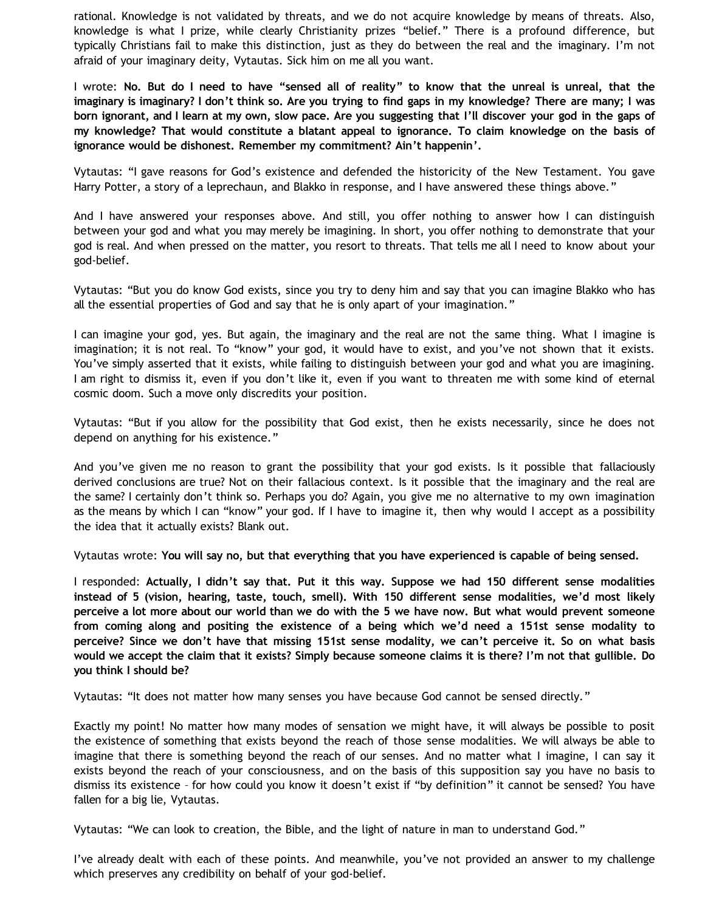rational. Knowledge is not validated by threats, and we do not acquire knowledge by means of threats. Also, knowledge is what I prize, while clearly Christianity prizes "belief." There is a profound difference, but typically Christians fail to make this distinction, just as they do between the real and the imaginary. I'm not afraid of your imaginary deity, Vytautas. Sick him on me all you want.

I wrote: **No. But do I need to have "sensed all of reality" to know that the unreal is unreal, that the imaginary is imaginary? I don't think so. Are you trying to find gaps in my knowledge? There are many; I was born ignorant, and I learn at my own, slow pace. Are you suggesting that I'll discover your god in the gaps of my knowledge? That would constitute a blatant appeal to ignorance. To claim knowledge on the basis of ignorance would be dishonest. Remember my commitment? Ain't happenin'.**

Vytautas: "I gave reasons for God's existence and defended the historicity of the New Testament. You gave Harry Potter, a story of a leprechaun, and Blakko in response, and I have answered these things above."

And I have answered your responses above. And still, you offer nothing to answer how I can distinguish between your god and what you may merely be imagining. In short, you offer nothing to demonstrate that your god is real. And when pressed on the matter, you resort to threats. That tells me all I need to know about your god-belief.

Vytautas: "But you do know God exists, since you try to deny him and say that you can imagine Blakko who has all the essential properties of God and say that he is only apart of your imagination."

I can imagine your god, yes. But again, the imaginary and the real are not the same thing. What I imagine is imagination; it is not real. To "know" your god, it would have to exist, and you've not shown that it exists. You've simply asserted that it exists, while failing to distinguish between your god and what you are imagining. I am right to dismiss it, even if you don't like it, even if you want to threaten me with some kind of eternal cosmic doom. Such a move only discredits your position.

Vytautas: "But if you allow for the possibility that God exist, then he exists necessarily, since he does not depend on anything for his existence."

And you've given me no reason to grant the possibility that your god exists. Is it possible that fallaciously derived conclusions are true? Not on their fallacious context. Is it possible that the imaginary and the real are the same? I certainly don't think so. Perhaps you do? Again, you give me no alternative to my own imagination as the means by which I can "know" your god. If I have to imagine it, then why would I accept as a possibility the idea that it actually exists? Blank out.

Vytautas wrote: **You will say no, but that everything that you have experienced is capable of being sensed.**

I responded: **Actually, I didn't say that. Put it this way. Suppose we had 150 different sense modalities instead of 5 (vision, hearing, taste, touch, smell). With 150 different sense modalities, we'd most likely perceive a lot more about our world than we do with the 5 we have now. But what would prevent someone from coming along and positing the existence of a being which we'd need a 151st sense modality to perceive? Since we don't have that missing 151st sense modality, we can't perceive it. So on what basis would we accept the claim that it exists? Simply because someone claims it is there? I'm not that gullible. Do you think I should be?**

Vytautas: "It does not matter how many senses you have because God cannot be sensed directly."

Exactly my point! No matter how many modes of sensation we might have, it will always be possible to posit the existence of something that exists beyond the reach of those sense modalities. We will always be able to imagine that there is something beyond the reach of our senses. And no matter what I imagine, I can say it exists beyond the reach of your consciousness, and on the basis of this supposition say you have no basis to dismiss its existence – for how could you know it doesn't exist if "by definition" it cannot be sensed? You have fallen for a big lie, Vytautas.

Vytautas: "We can look to creation, the Bible, and the light of nature in man to understand God."

I've already dealt with each of these points. And meanwhile, you've not provided an answer to my challenge which preserves any credibility on behalf of your god-belief.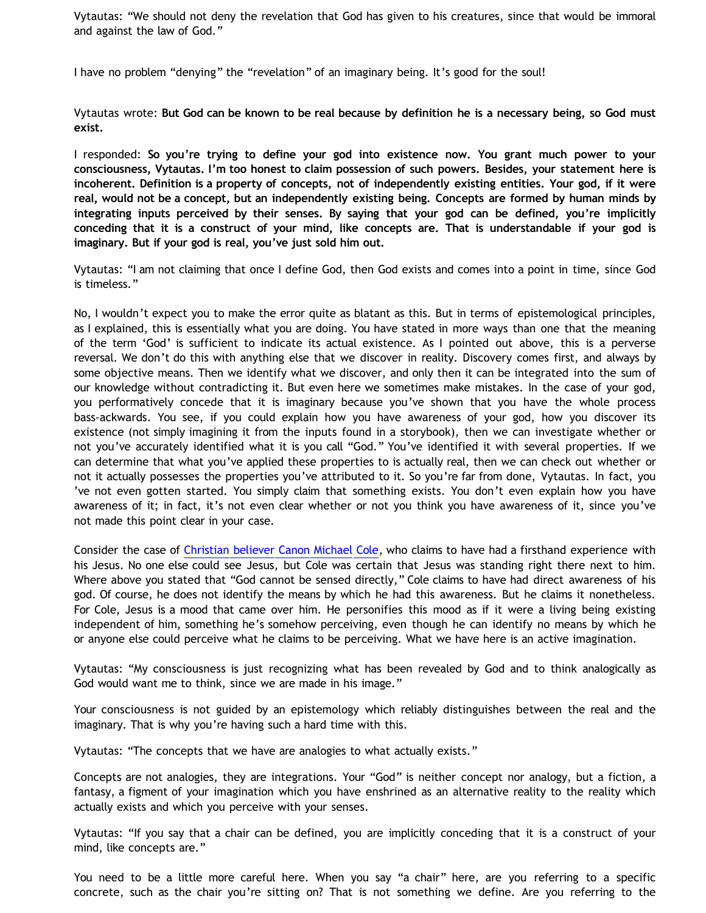Vytautas: "We should not deny the revelation that God has given to his creatures, since that would be immoral and against the law of God."

I have no problem "denying" the "revelation" of an imaginary being. It's good for the soul!

Vytautas wrote: **But God can be known to be real because by definition he is a necessary being, so God must exist.**

I responded: **So you're trying to define your god into existence now. You grant much power to your consciousness, Vytautas. I'm too honest to claim possession of such powers. Besides, your statement here is incoherent. Definition is a property of concepts, not of independently existing entities. Your god, if it were real, would not be a concept, but an independently existing being. Concepts are formed by human minds by integrating inputs perceived by their senses. By saying that your god can be defined, you're implicitly conceding that it is a construct of your mind, like concepts are. That is understandable if your god is imaginary. But if your god is real, you've just sold him out.**

Vytautas: "I am not claiming that once I define God, then God exists and comes into a point in time, since God is timeless."

No, I wouldn't expect you to make the error quite as blatant as this. But in terms of epistemological principles, as I explained, this is essentially what you are doing. You have stated in more ways than one that the meaning of the term 'God' is sufficient to indicate its actual existence. As I pointed out above, this is a perverse reversal. We don't do this with anything else that we discover in reality. Discovery comes first, and always by some objective means. Then we identify what we discover, and only then it can be integrated into the sum of our knowledge without contradicting it. But even here we sometimes make mistakes. In the case of your god, you performatively concede that it is imaginary because you've shown that you have the whole process bass-ackwards. You see, if you could explain how you have awareness of your god, how you discover its existence (not simply imagining it from the inputs found in a storybook), then we can investigate whether or not you've accurately identified what it is you call "God." You've identified it with several properties. If we can determine that what you've applied these properties to is actually real, then we can check out whether or not it actually possesses the properties you've attributed to it. So you're far from done, Vytautas. In fact, you 've not even gotten started. You simply claim that something exists. You don't even explain how you have awareness of it; in fact, it's not even clear whether or not you think you have awareness of it, since you've not made this point clear in your case.

Consider the case of Christian believer Canon Michael Cole, who claims to have had a firsthand experience with his Jesus. No one else could see Jesus, but Cole was certain that Jesus was standing right there next to him. Where above you stated that "God cannot be sensed directly," Cole claims to have had direct awareness of his god. Of course, he does not identify the means by which he had this awareness. But he claims it nonetheless. For Cole, Jesus is a mood that came over him. He personifies this mood as if it were a living being existing independent of him, something he's somehow perceiving, even though he can identify no means by which he or anyone else could perceive what he claims to be perceiving. What we have here is an active imagination.

Vytautas: "My consciousness is just recognizing what has been revealed by God and to think analogically as God would want me to think, since we are made in his image."

Your consciousness is not guided by an epistemology which reliably distinguishes between the real and the imaginary. That is why you're having such a hard time with this.

Vytautas: "The concepts that we have are analogies to what actually exists."

Concepts are not analogies, they are integrations. Your "God" is neither concept nor analogy, but a fiction, a fantasy, a figment of your imagination which you have enshrined as an alternative reality to the reality which actually exists and which you perceive with your senses.

Vytautas: "If you say that a chair can be defined, you are implicitly conceding that it is a construct of your mind, like concepts are."

You need to be a little more careful here. When you say "a chair" here, are you referring to a specific concrete, such as the chair you're sitting on? That is not something we define. Are you referring to the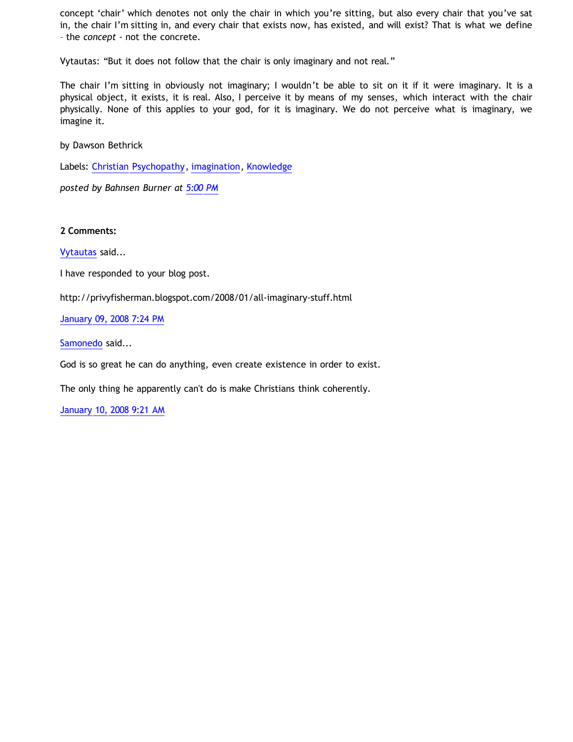concept 'chair' which denotes not only the chair in which you're sitting, but also every chair that you've sat in, the chair I'm sitting in, and every chair that exists now, has existed, and will exist? That is what we define – the *concept* - not the concrete.

Vytautas: "But it does not follow that the chair is only imaginary and not real."

The chair I'm sitting in obviously not imaginary; I wouldn't be able to sit on it if it were imaginary. It is a physical object, it exists, it is real. Also, I perceive it by means of my senses, which interact with the chair physically. None of this applies to your god, for it is imaginary. We do not perceive what is imaginary, we imagine it.

by Dawson Bethrick

Labels: Christian Psychopathy, imagination, Knowledge

*posted by Bahnsen Burner at 5:00 PM*

**2 Comments:**

Vytautas said...

I have responded to your blog post.

http://privyfisherman.blogspot.com/2008/01/all-imaginary-stuff.html

January 09, 2008 7:24 PM

Samonedo said...

God is so great he can do anything, even create existence in order to exist.

The only thing he apparently can't do is make Christians think coherently.

January 10, 2008 9:21 AM